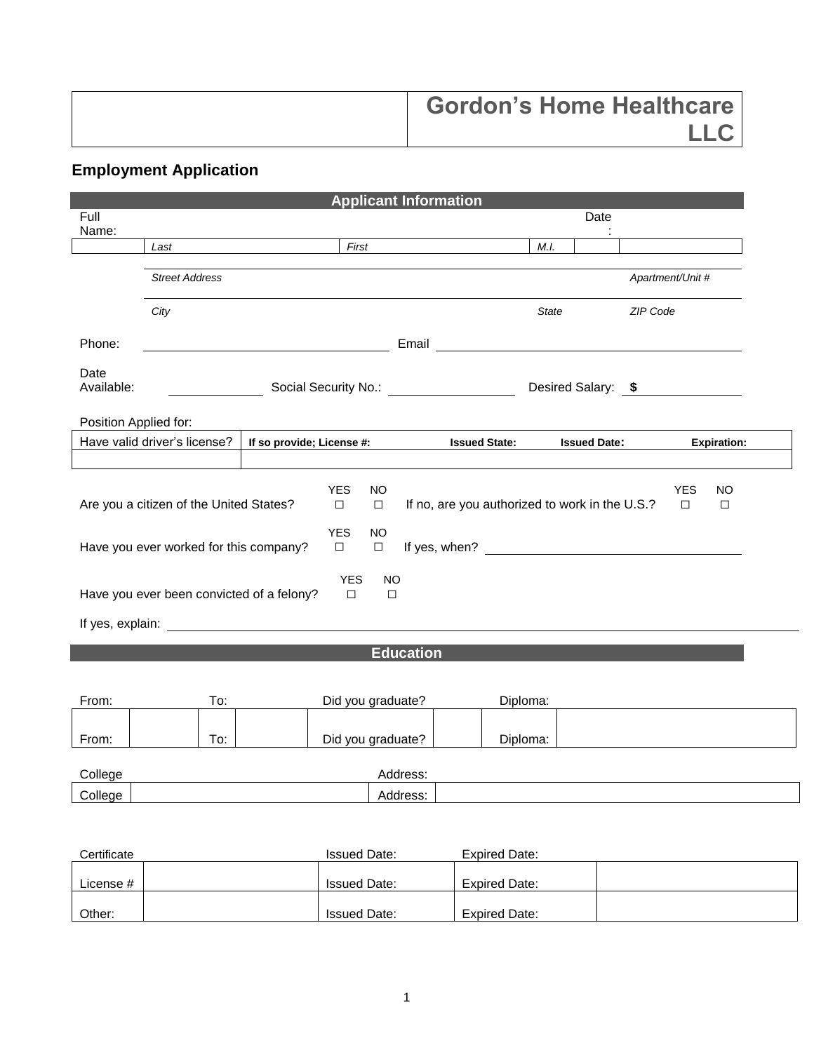| | Gordon's Home Healthcare LLC |
|---|---|

## Employment Application

### Applicant Information

Full Name: _______________ Date: _______________

| | *Last* | *First* | *M.I.* | | |
|---|---|---|---|---|---|

*Street Address* | *Apartment/Unit #*

*City* | *State* | *ZIP Code*

Phone: _______________ Email _______________

Date Available: _______________ Social Security No.: _______________ Desired Salary: $ _______________

Position Applied for:

| Have valid driver's license? | **If so provide; License #:** | **Issued State:** | **Issued Date:** | **Expiration:** |
|---|---|---|---|---|
| | | | | |

Are you a citizen of the United States? YES ☐ NO ☐ If no, are you authorized to work in the U.S.? YES ☐ NO ☐

Have you ever worked for this company? YES ☐ NO ☐ If yes, when? _______________

Have you ever been convicted of a felony? YES ☐ NO ☐

If yes, explain: _______________

### Education

| From: | | To: | | Did you graduate? | | Diploma: | |
|---|---|---|---|---|---|---|---|
| From: | | To: | | Did you graduate? | | Diploma: | |

| College | | Address: | |
|---|---|---|---|
| College | | Address: | |

| Certificate | | Issued Date: | Expired Date: | |
|---|---|---|---|---|
| License # | | Issued Date: | Expired Date: | |
| Other: | | Issued Date: | Expired Date: | |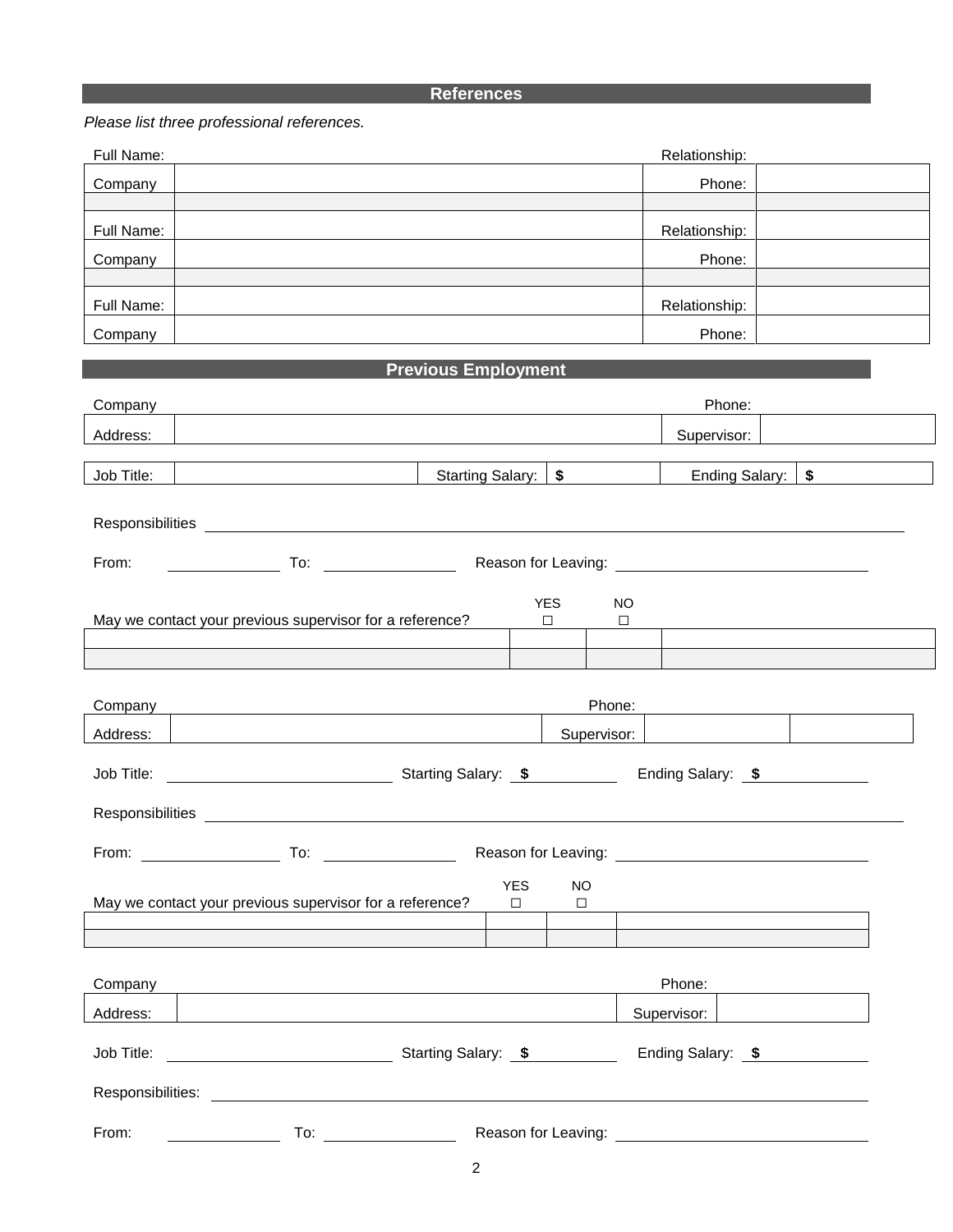## References

*Please list three professional references.*

| Full Name: | | Relationship: | |
|---|---|---|---|
| Company | | Phone: | |
| | | | |
| Full Name: | | Relationship: | |
| Company | | Phone: | |
| | | | |
| Full Name: | | Relationship: | |
| Company | | Phone: | |

## Previous Employment

| Company | | Phone: | |
|---|---|---|---|
| Address: | | Supervisor: | |

| Job Title: | | Starting Salary: | $ | Ending Salary: | $ |
|---|---|---|---|---|---|

Responsibilities ______________________________

From: ____________ To: ____________ Reason for Leaving: ____________________

| May we contact your previous supervisor for a reference? | YES ☐ | NO ☐ | |
|---|---|---|---|
| | | | |
| | | | |

| Company | | Phone: | | |
|---|---|---|---|---|
| Address: | | Supervisor: | | |

Job Title: ____________ Starting Salary: $ ________ Ending Salary: $ ________

Responsibilities ______________________________

From: ____________ To: ____________ Reason for Leaving: ____________________

| May we contact your previous supervisor for a reference? | YES ☐ | NO ☐ | |
|---|---|---|---|
| | | | |
| | | | |

| Company | | Phone: | |
|---|---|---|---|
| Address: | | Supervisor: | |

Job Title: ____________ Starting Salary: $ ________ Ending Salary: $ ________

Responsibilities: ______________________________

From: ____________ To: ____________ Reason for Leaving: ____________________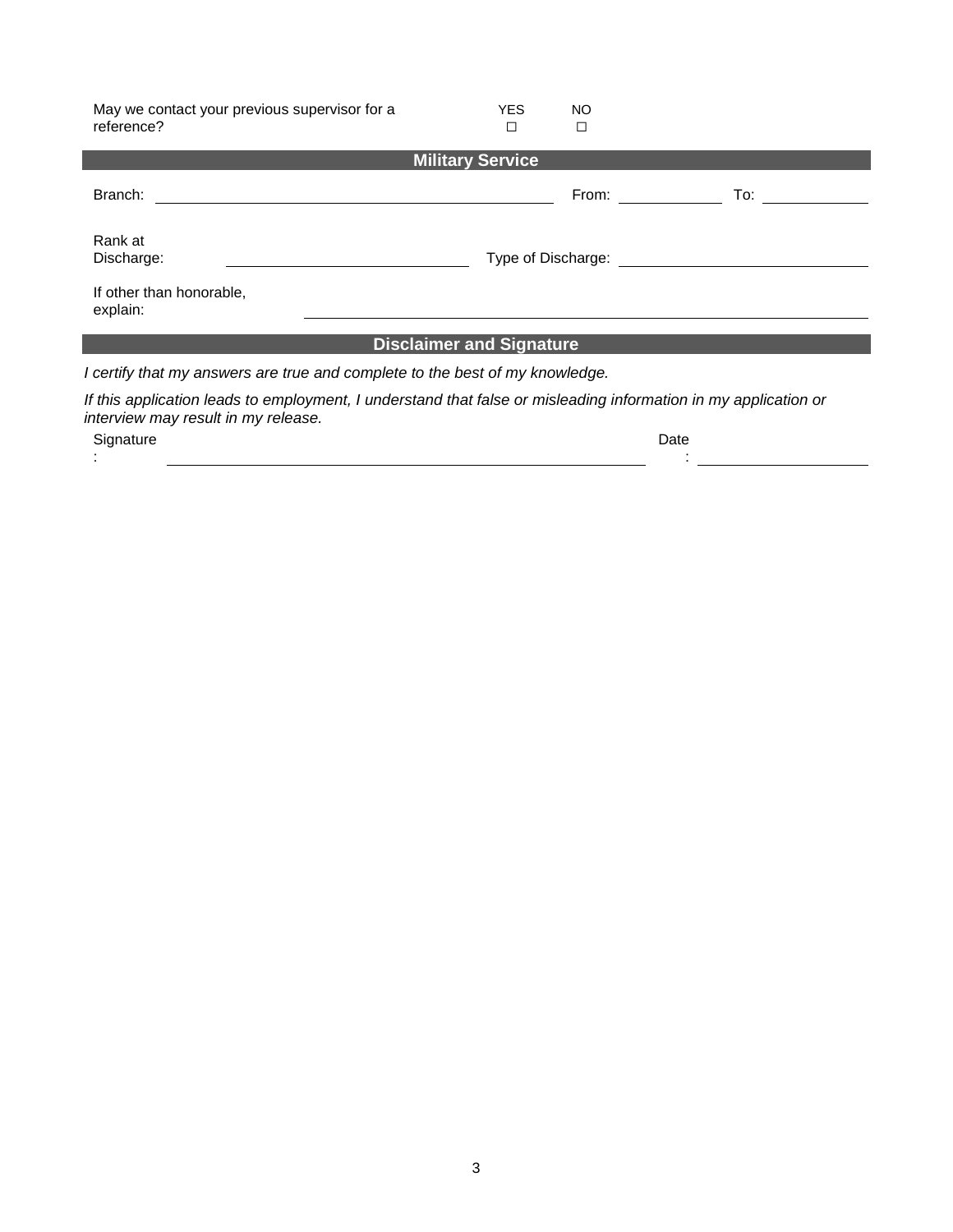| | | |
|---|---|---|
| May we contact your previous supervisor for a reference? | YES ☐ | NO ☐ |

## Military Service

| | | | | | |
|---|---|---|---|---|---|
| Branch: | | From: | | To: | |
| Rank at Discharge: | | Type of Discharge: | | | |
| If other than honorable, explain: | | | | | |

## Disclaimer and Signature

*I certify that my answers are true and complete to the best of my knowledge.*

*If this application leads to employment, I understand that false or misleading information in my application or interview may result in my release.*

| | | | |
|---|---|---|---|
| Signature: | | Date: | |